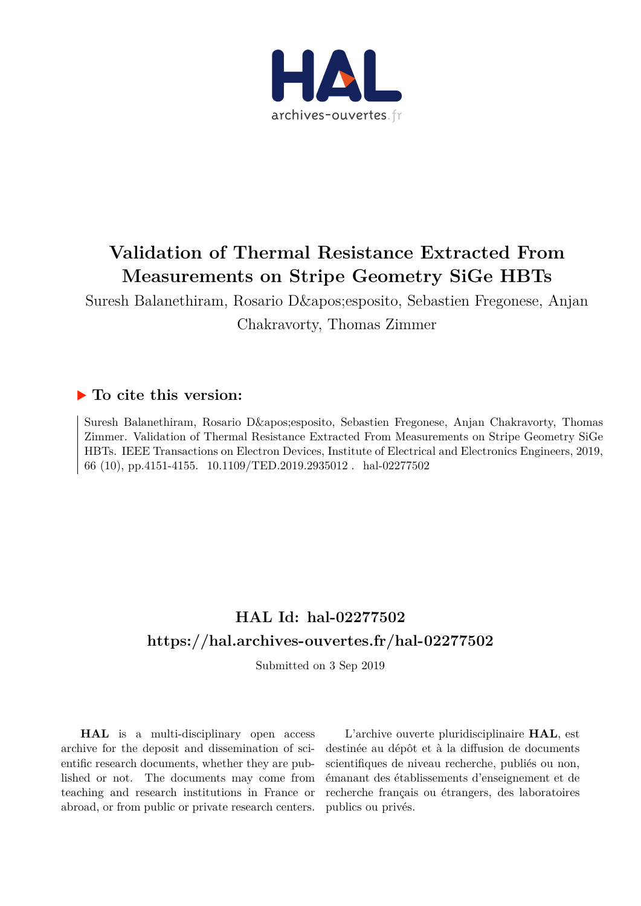# Validation of Thermal Resistance Extracted From Measurements on Stripe Geometry SiGe HBTs

Suresh Balanethiram, Rosario D&apos;esposito, Sebastien Fregonese, Anjan Chakravorty, Thomas Zimmer

## ▶ To cite this version:

Suresh Balanethiram, Rosario D&apos;esposito, Sebastien Fregonese, Anjan Chakravorty, Thomas Zimmer. Validation of Thermal Resistance Extracted From Measurements on Stripe Geometry SiGe HBTs. IEEE Transactions on Electron Devices, Institute of Electrical and Electronics Engineers, 2019, 66 (10), pp.4151-4155. 10.1109/TED.2019.2935012 . hal-02277502

## HAL Id: hal-02277502

## https://hal.archives-ouvertes.fr/hal-02277502

Submitted on 3 Sep 2019

**HAL** is a multi-disciplinary open access archive for the deposit and dissemination of scientific research documents, whether they are published or not. The documents may come from teaching and research institutions in France or abroad, or from public or private research centers.

L'archive ouverte pluridisciplinaire **HAL**, est destinée au dépôt et à la diffusion de documents scientifiques de niveau recherche, publiés ou non, émanant des établissements d'enseignement et de recherche français ou étrangers, des laboratoires publics ou privés.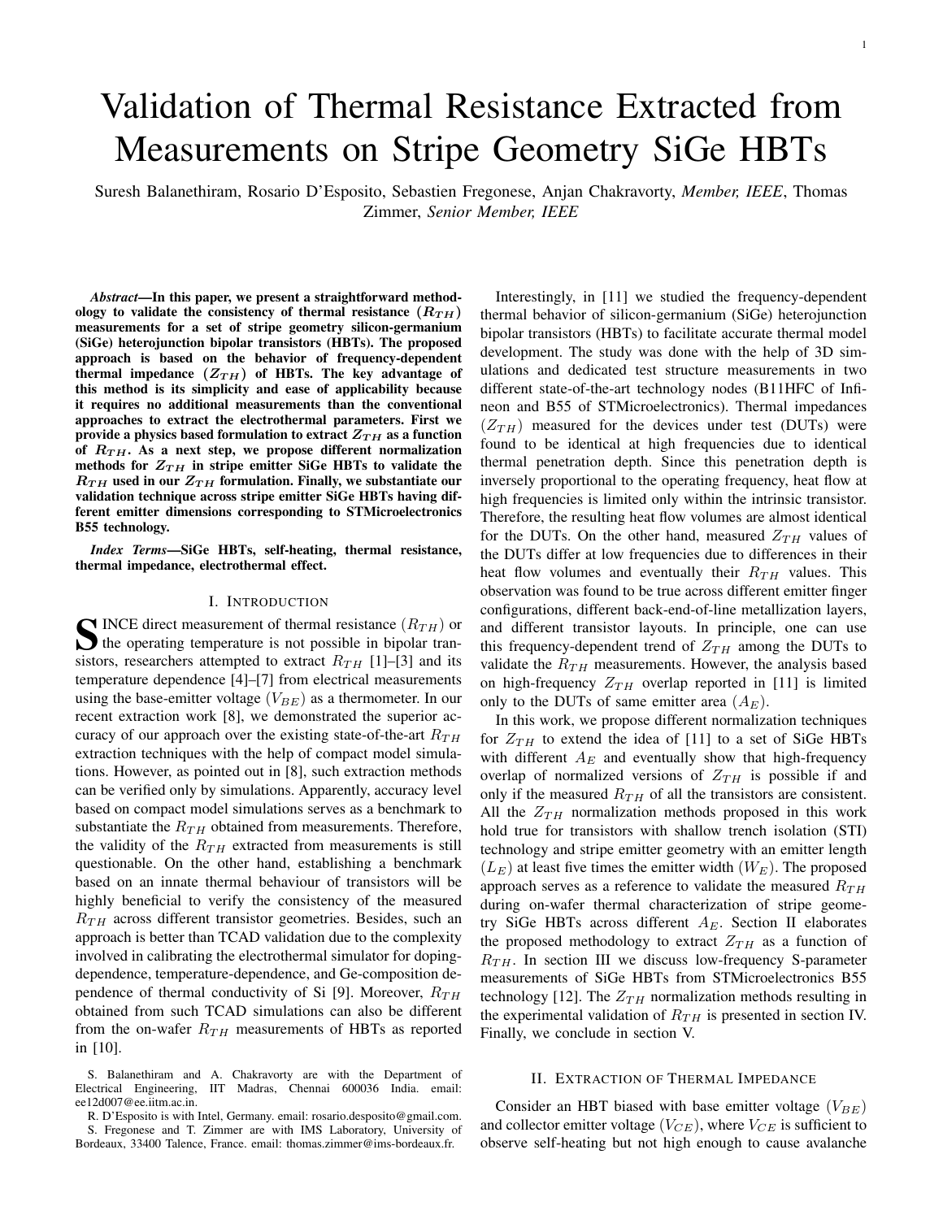# Validation of Thermal Resistance Extracted from Measurements on Stripe Geometry SiGe HBTs

Suresh Balanethiram, Rosario D'Esposito, Sebastien Fregonese, Anjan Chakravorty, *Member, IEEE*, Thomas Zimmer, *Senior Member, IEEE*

***Abstract*—In this paper, we present a straightforward methodology to validate the consistency of thermal resistance ($R_{TH}$) measurements for a set of stripe geometry silicon-germanium (SiGe) heterojunction bipolar transistors (HBTs). The proposed approach is based on the behavior of frequency-dependent thermal impedance ($Z_{TH}$) of HBTs. The key advantage of this method is its simplicity and ease of applicability because it requires no additional measurements than the conventional approaches to extract the electrothermal parameters. First we provide a physics based formulation to extract $Z_{TH}$ as a function of $R_{TH}$. As a next step, we propose different normalization methods for $Z_{TH}$ in stripe emitter SiGe HBTs to validate the $R_{TH}$ used in our $Z_{TH}$ formulation. Finally, we substantiate our validation technique across stripe emitter SiGe HBTs having different emitter dimensions corresponding to STMicroelectronics B55 technology.**

***Index Terms*—SiGe HBTs, self-heating, thermal resistance, thermal impedance, electrothermal effect.**

## I. Introduction

Since direct measurement of thermal resistance ($R_{TH}$) or the operating temperature is not possible in bipolar transistors, researchers attempted to extract $R_{TH}$ [1]–[3] and its temperature dependence [4]–[7] from electrical measurements using the base-emitter voltage ($V_{BE}$) as a thermometer. In our recent extraction work [8], we demonstrated the superior accuracy of our approach over the existing state-of-the-art $R_{TH}$ extraction techniques with the help of compact model simulations. However, as pointed out in [8], such extraction methods can be verified only by simulations. Apparently, accuracy level based on compact model simulations serves as a benchmark to substantiate the $R_{TH}$ obtained from measurements. Therefore, the validity of the $R_{TH}$ extracted from measurements is still questionable. On the other hand, establishing a benchmark based on an innate thermal behaviour of transistors will be highly beneficial to verify the consistency of the measured $R_{TH}$ across different transistor geometries. Besides, such an approach is better than TCAD validation due to the complexity involved in calibrating the electrothermal simulator for doping-dependence, temperature-dependence, and Ge-composition dependence of thermal conductivity of Si [9]. Moreover, $R_{TH}$ obtained from such TCAD simulations can also be different from the on-wafer $R_{TH}$ measurements of HBTs as reported in [10].

Interestingly, in [11] we studied the frequency-dependent thermal behavior of silicon-germanium (SiGe) heterojunction bipolar transistors (HBTs) to facilitate accurate thermal model development. The study was done with the help of 3D simulations and dedicated test structure measurements in two different state-of-the-art technology nodes (B11HFC of Infineon and B55 of STMicroelectronics). Thermal impedances ($Z_{TH}$) measured for the devices under test (DUTs) were found to be identical at high frequencies due to identical thermal penetration depth. Since this penetration depth is inversely proportional to the operating frequency, heat flow at high frequencies is limited only within the intrinsic transistor. Therefore, the resulting heat flow volumes are almost identical for the DUTs. On the other hand, measured $Z_{TH}$ values of the DUTs differ at low frequencies due to differences in their heat flow volumes and eventually their $R_{TH}$ values. This observation was found to be true across different emitter finger configurations, different back-end-of-line metallization layers, and different transistor layouts. In principle, one can use this frequency-dependent trend of $Z_{TH}$ among the DUTs to validate the $R_{TH}$ measurements. However, the analysis based on high-frequency $Z_{TH}$ overlap reported in [11] is limited only to the DUTs of same emitter area ($A_E$).

In this work, we propose different normalization techniques for $Z_{TH}$ to extend the idea of [11] to a set of SiGe HBTs with different $A_E$ and eventually show that high-frequency overlap of normalized versions of $Z_{TH}$ is possible if and only if the measured $R_{TH}$ of all the transistors are consistent. All the $Z_{TH}$ normalization methods proposed in this work hold true for transistors with shallow trench isolation (STI) technology and stripe emitter geometry with an emitter length ($L_E$) at least five times the emitter width ($W_E$). The proposed approach serves as a reference to validate the measured $R_{TH}$ during on-wafer thermal characterization of stripe geometry SiGe HBTs across different $A_E$. Section II elaborates the proposed methodology to extract $Z_{TH}$ as a function of $R_{TH}$. In section III we discuss low-frequency S-parameter measurements of SiGe HBTs from STMicroelectronics B55 technology [12]. The $Z_{TH}$ normalization methods resulting in the experimental validation of $R_{TH}$ is presented in section IV. Finally, we conclude in section V.

## II. Extraction of Thermal Impedance

Consider an HBT biased with base emitter voltage ($V_{BE}$) and collector emitter voltage ($V_{CE}$), where $V_{CE}$ is sufficient to observe self-heating but not high enough to cause avalanche

S. Balanethiram and A. Chakravorty are with the Department of Electrical Engineering, IIT Madras, Chennai 600036 India. email: ee12d007@ee.iitm.ac.in.

R. D'Esposito is with Intel, Germany. email: rosario.desposito@gmail.com.

S. Fregonese and T. Zimmer are with IMS Laboratory, University of Bordeaux, 33400 Talence, France. email: thomas.zimmer@ims-bordeaux.fr.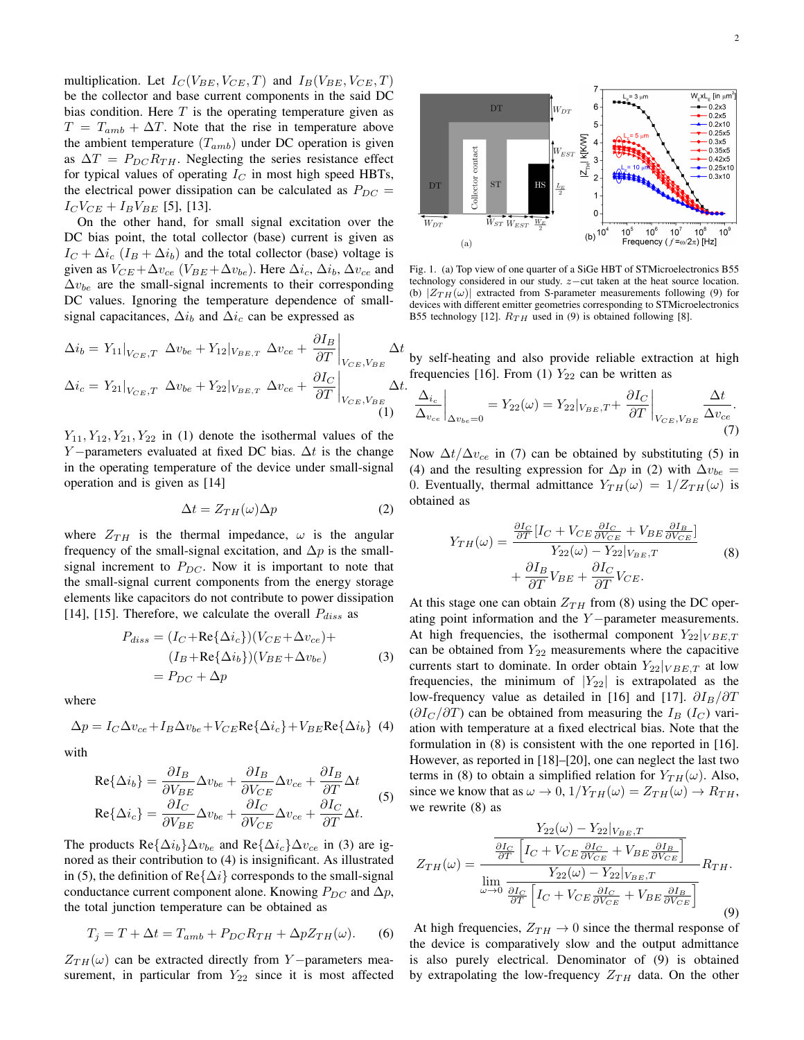multiplication. Let $I_C(V_{BE}, V_{CE}, T)$ and $I_B(V_{BE}, V_{CE}, T)$ be the collector and base current components in the said DC bias condition. Here $T$ is the operating temperature given as $T = T_{amb} + \Delta T$. Note that the rise in temperature above the ambient temperature ($T_{amb}$) under DC operation is given as $\Delta T = P_{DC} R_{TH}$. Neglecting the series resistance effect for typical values of operating $I_C$ in most high speed HBTs, the electrical power dissipation can be calculated as $P_{DC} = I_C V_{CE} + I_B V_{BE}$ [5], [13].

On the other hand, for small signal excitation over the DC bias point, the total collector (base) current is given as $I_C + \Delta i_c$ ($I_B + \Delta i_b$) and the total collector (base) voltage is given as $V_{CE} + \Delta v_{ce}$ ($V_{BE} + \Delta v_{be}$). Here $\Delta i_c$, $\Delta i_b$, $\Delta v_{ce}$ and $\Delta v_{be}$ are the small-signal increments to their corresponding DC values. Ignoring the temperature dependence of small-signal capacitances, $\Delta i_b$ and $\Delta i_c$ can be expressed as

$$\begin{aligned}
\Delta i_b &= Y_{11}|_{V_{CE},T}\ \Delta v_{be} + Y_{12}|_{V_{BE},T}\ \Delta v_{ce} + \left.\frac{\partial I_B}{\partial T}\right|_{V_{CE},V_{BE}} \Delta t \\
\Delta i_c &= Y_{21}|_{V_{CE},T}\ \Delta v_{be} + Y_{22}|_{V_{BE},T}\ \Delta v_{ce} + \left.\frac{\partial I_C}{\partial T}\right|_{V_{CE},V_{BE}} \Delta t.
\end{aligned} \tag{1}$$

$Y_{11}, Y_{12}, Y_{21}, Y_{22}$ in (1) denote the isothermal values of the $Y-$parameters evaluated at fixed DC bias. $\Delta t$ is the change in the operating temperature of the device under small-signal operation and is given as [14]

$$\Delta t = Z_{TH}(\omega)\Delta p \tag{2}$$

where $Z_{TH}$ is the thermal impedance, $\omega$ is the angular frequency of the small-signal excitation, and $\Delta p$ is the small-signal increment to $P_{DC}$. Now it is important to note that the small-signal current components from the energy storage elements like capacitors do not contribute to power dissipation [14], [15]. Therefore, we calculate the overall $P_{diss}$ as

$$\begin{aligned}
P_{diss} &= (I_C + \text{Re}\{\Delta i_c\})(V_{CE} + \Delta v_{ce}) + \\
&\quad (I_B + \text{Re}\{\Delta i_b\})(V_{BE} + \Delta v_{be}) \\
&= P_{DC} + \Delta p
\end{aligned} \tag{3}$$

where

$$\Delta p = I_C \Delta v_{ce} + I_B \Delta v_{be} + V_{CE}\text{Re}\{\Delta i_c\} + V_{BE}\text{Re}\{\Delta i_b\} \tag{4}$$

with

$$\begin{aligned}
\text{Re}\{\Delta i_b\} &= \frac{\partial I_B}{\partial V_{BE}}\Delta v_{be} + \frac{\partial I_B}{\partial V_{CE}}\Delta v_{ce} + \frac{\partial I_B}{\partial T}\Delta t \\
\text{Re}\{\Delta i_c\} &= \frac{\partial I_C}{\partial V_{BE}}\Delta v_{be} + \frac{\partial I_C}{\partial V_{CE}}\Delta v_{ce} + \frac{\partial I_C}{\partial T}\Delta t.
\end{aligned} \tag{5}$$

The products $\text{Re}\{\Delta i_b\}\Delta v_{be}$ and $\text{Re}\{\Delta i_c\}\Delta v_{ce}$ in (3) are ignored as their contribution to (4) is insignificant. As illustrated in (5), the definition of $\text{Re}\{\Delta i\}$ corresponds to the small-signal conductance current component alone. Knowing $P_{DC}$ and $\Delta p$, the total junction temperature can be obtained as

$$T_j = T + \Delta t = T_{amb} + P_{DC} R_{TH} + \Delta p Z_{TH}(\omega). \tag{6}$$

$Z_{TH}(\omega)$ can be extracted directly from $Y-$parameters measurement, in particular from $Y_{22}$ since it is most affected by self-heating and also provide reliable extraction at high frequencies [16]. From (1) $Y_{22}$ can be written as

$$\left.\frac{\Delta_{i_c}}{\Delta_{v_{ce}}}\right|_{\Delta v_{be}=0} = Y_{22}(\omega) = Y_{22}|_{V_{BE},T} + \left.\frac{\partial I_C}{\partial T}\right|_{V_{CE},V_{BE}} \frac{\Delta t}{\Delta v_{ce}}. \tag{7}$$

Now $\Delta t / \Delta v_{ce}$ in (7) can be obtained by substituting (5) in (4) and the resulting expression for $\Delta p$ in (2) with $\Delta v_{be} = 0$. Eventually, thermal admittance $Y_{TH}(\omega) = 1/Z_{TH}(\omega)$ is obtained as

$$\begin{aligned}
Y_{TH}(\omega) = &\frac{\frac{\partial I_C}{\partial T}\left[I_C + V_{CE}\frac{\partial I_C}{\partial V_{CE}} + V_{BE}\frac{\partial I_B}{\partial V_{CE}}\right]}{Y_{22}(\omega) - Y_{22}|_{V_{BE},T}} \\
&+ \frac{\partial I_B}{\partial T}V_{BE} + \frac{\partial I_C}{\partial T}V_{CE}.
\end{aligned} \tag{8}$$

At this stage one can obtain $Z_{TH}$ from (8) using the DC operating point information and the $Y-$parameter measurements. At high frequencies, the isothermal component $Y_{22}|_{VBE,T}$ can be obtained from $Y_{22}$ measurements where the capacitive currents start to dominate. In order obtain $Y_{22}|_{VBE,T}$ at low frequencies, the minimum of $|Y_{22}|$ is extrapolated as the low-frequency value as detailed in [16] and [17]. $\partial I_B/\partial T$ ($\partial I_C/\partial T$) can be obtained from measuring the $I_B$ ($I_C$) variation with temperature at a fixed electrical bias. Note that the formulation in (8) is consistent with the one reported in [16]. However, as reported in [18]–[20], one can neglect the last two terms in (8) to obtain a simplified relation for $Y_{TH}(\omega)$. Also, since we know that as $\omega \to 0$, $1/Y_{TH}(\omega) = Z_{TH}(\omega) \to R_{TH}$, we rewrite (8) as

$$Z_{TH}(\omega) = \frac{\dfrac{Y_{22}(\omega) - Y_{22}|_{V_{BE},T}}{\frac{\partial I_C}{\partial T}\left[I_C + V_{CE}\frac{\partial I_C}{\partial V_{CE}} + V_{BE}\frac{\partial I_B}{\partial V_{CE}}\right]}}{\displaystyle\lim_{\omega\to 0}\dfrac{Y_{22}(\omega) - Y_{22}|_{V_{BE},T}}{\frac{\partial I_C}{\partial T}\left[I_C + V_{CE}\frac{\partial I_C}{\partial V_{CE}} + V_{BE}\frac{\partial I_B}{\partial V_{CE}}\right]}} R_{TH}. \tag{9}$$

At high frequencies, $Z_{TH} \to 0$ since the thermal response of the device is comparatively slow and the output admittance is also purely electrical. Denominator of (9) is obtained by extrapolating the low-frequency $Z_{TH}$ data. On the other

Fig. 1. (a) Top view of one quarter of a SiGe HBT of STMicroelectronics B55 technology considered in our study. $z-$cut taken at the heat source location. (b) $|Z_{TH}(\omega)|$ extracted from S-parameter measurements following (9) for devices with different emitter geometries corresponding to STMicroelectronics B55 technology [12]. $R_{TH}$ used in (9) is obtained following [8].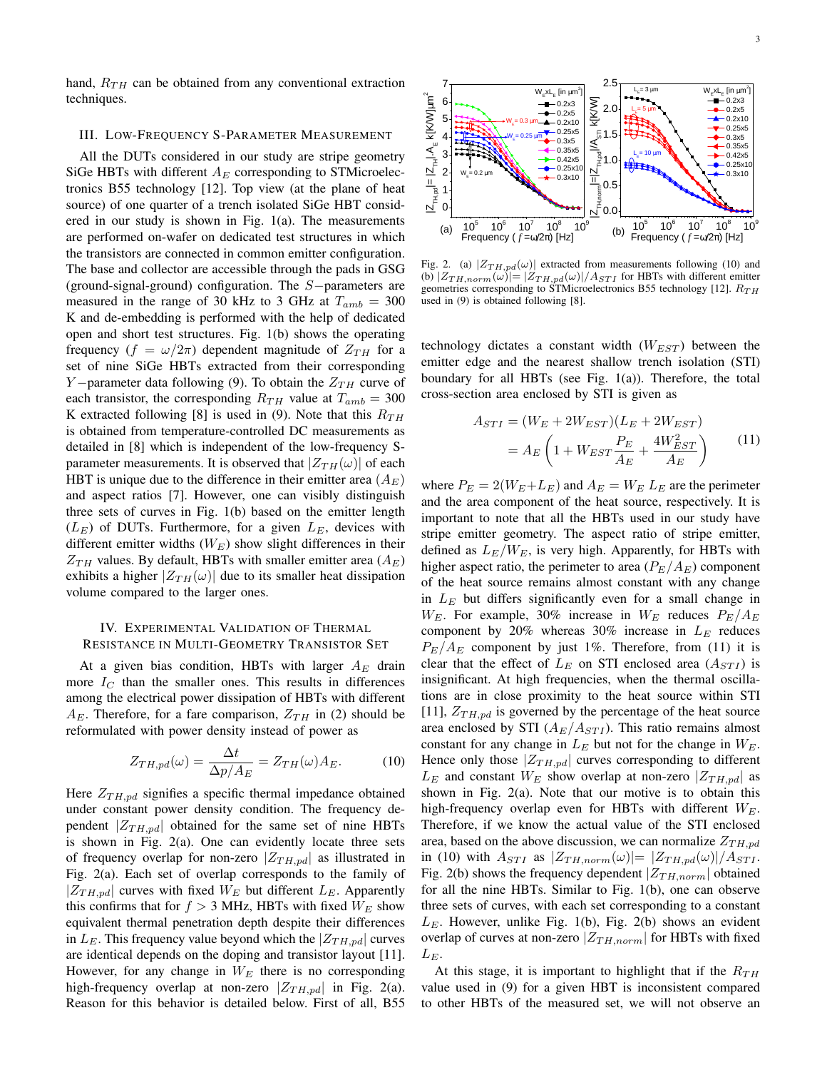hand, $R_{TH}$ can be obtained from any conventional extraction techniques.

## III. Low-Frequency S-Parameter Measurement

All the DUTs considered in our study are stripe geometry SiGe HBTs with different $A_E$ corresponding to STMicroelectronics B55 technology [12]. Top view (at the plane of heat source) of one quarter of a trench isolated SiGe HBT considered in our study is shown in Fig. 1(a). The measurements are performed on-wafer on dedicated test structures in which the transistors are connected in common emitter configuration. The base and collector are accessible through the pads in GSG (ground-signal-ground) configuration. The $S-$parameters are measured in the range of 30 kHz to 3 GHz at $T_{amb} = 300$ K and de-embedding is performed with the help of dedicated open and short test structures. Fig. 1(b) shows the operating frequency ($f = \omega/2\pi$) dependent magnitude of $Z_{TH}$ for a set of nine SiGe HBTs extracted from their corresponding $Y-$parameter data following (9). To obtain the $Z_{TH}$ curve of each transistor, the corresponding $R_{TH}$ value at $T_{amb} = 300$ K extracted following [8] is used in (9). Note that this $R_{TH}$ is obtained from temperature-controlled DC measurements as detailed in [8] which is independent of the low-frequency S-parameter measurements. It is observed that $|Z_{TH}(\omega)|$ of each HBT is unique due to the difference in their emitter area ($A_E$) and aspect ratios [7]. However, one can visibly distinguish three sets of curves in Fig. 1(b) based on the emitter length ($L_E$) of DUTs. Furthermore, for a given $L_E$, devices with different emitter widths ($W_E$) show slight differences in their $Z_{TH}$ values. By default, HBTs with smaller emitter area ($A_E$) exhibits a higher $|Z_{TH}(\omega)|$ due to its smaller heat dissipation volume compared to the larger ones.

## IV. Experimental Validation of Thermal Resistance in Multi-Geometry Transistor Set

At a given bias condition, HBTs with larger $A_E$ drain more $I_C$ than the smaller ones. This results in differences among the electrical power dissipation of HBTs with different $A_E$. Therefore, for a fare comparison, $Z_{TH}$ in (2) should be reformulated with power density instead of power as

$$Z_{TH,pd}(\omega) = \frac{\Delta t}{\Delta p / A_E} = Z_{TH}(\omega) A_E. \qquad (10)$$

Here $Z_{TH,pd}$ signifies a specific thermal impedance obtained under constant power density condition. The frequency dependent $|Z_{TH,pd}|$ obtained for the same set of nine HBTs is shown in Fig. 2(a). One can evidently locate three sets of frequency overlap for non-zero $|Z_{TH,pd}|$ as illustrated in Fig. 2(a). Each set of overlap corresponds to the family of $|Z_{TH,pd}|$ curves with fixed $W_E$ but different $L_E$. Apparently this confirms that for $f > 3$ MHz, HBTs with fixed $W_E$ show equivalent thermal penetration depth despite their differences in $L_E$. This frequency value beyond which the $|Z_{TH,pd}|$ curves are identical depends on the doping and transistor layout [11]. However, for any change in $W_E$ there is no corresponding high-frequency overlap at non-zero $|Z_{TH,pd}|$ in Fig. 2(a). Reason for this behavior is detailed below. First of all, B55

Fig. 2. (a) $|Z_{TH,pd}(\omega)|$ extracted from measurements following (10) and (b) $|Z_{TH,norm}(\omega)| = |Z_{TH,pd}(\omega)|/A_{STI}$ for HBTs with different emitter geometries corresponding to STMicroelectronics B55 technology [12]. $R_{TH}$ used in (9) is obtained following [8].

technology dictates a constant width ($W_{EST}$) between the emitter edge and the nearest shallow trench isolation (STI) boundary for all HBTs (see Fig. 1(a)). Therefore, the total cross-section area enclosed by STI is given as

$$\begin{aligned} A_{STI} &= (W_E + 2W_{EST})(L_E + 2W_{EST}) \\ &= A_E \left(1 + W_{EST}\frac{P_E}{A_E} + \frac{4W_{EST}^2}{A_E}\right) \end{aligned} \qquad (11)$$

where $P_E = 2(W_E + L_E)$ and $A_E = W_E\, L_E$ are the perimeter and the area component of the heat source, respectively. It is important to note that all the HBTs used in our study have stripe emitter geometry. The aspect ratio of stripe emitter, defined as $L_E/W_E$, is very high. Apparently, for HBTs with higher aspect ratio, the perimeter to area ($P_E/A_E$) component of the heat source remains almost constant with any change in $L_E$ but differs significantly even for a small change in $W_E$. For example, 30% increase in $W_E$ reduces $P_E/A_E$ component by 20% whereas 30% increase in $L_E$ reduces $P_E/A_E$ component by just 1%. Therefore, from (11) it is clear that the effect of $L_E$ on STI enclosed area ($A_{STI}$) is insignificant. At high frequencies, when the thermal oscillations are in close proximity to the heat source within STI [11], $Z_{TH,pd}$ is governed by the percentage of the heat source area enclosed by STI ($A_E/A_{STI}$). This ratio remains almost constant for any change in $L_E$ but not for the change in $W_E$. Hence only those $|Z_{TH,pd}|$ curves corresponding to different $L_E$ and constant $W_E$ show overlap at non-zero $|Z_{TH,pd}|$ as shown in Fig. 2(a). Note that our motive is to obtain this high-frequency overlap even for HBTs with different $W_E$. Therefore, if we know the actual value of the STI enclosed area, based on the above discussion, we can normalize $Z_{TH,pd}$ in (10) with $A_{STI}$ as $|Z_{TH,norm}(\omega)| = |Z_{TH,pd}(\omega)|/A_{STI}$. Fig. 2(b) shows the frequency dependent $|Z_{TH,norm}|$ obtained for all the nine HBTs. Similar to Fig. 1(b), one can observe three sets of curves, with each set corresponding to a constant $L_E$. However, unlike Fig. 1(b), Fig. 2(b) shows an evident overlap of curves at non-zero $|Z_{TH,norm}|$ for HBTs with fixed $L_E$.

At this stage, it is important to highlight that if the $R_{TH}$ value used in (9) for a given HBT is inconsistent compared to other HBTs of the measured set, we will not observe an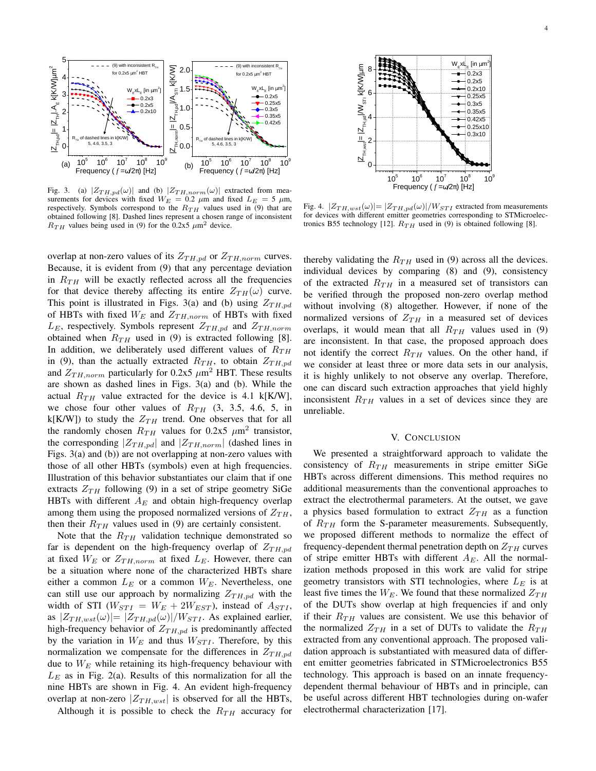Fig. 3. (a) $|Z_{TH,pd}(\omega)|$ and (b) $|Z_{TH,norm}(\omega)|$ extracted from measurements for devices with fixed $W_E = 0.2$ $\mu$m and fixed $L_E = 5$ $\mu$m, respectively. Symbols correspond to the $R_{TH}$ values used in (9) that are obtained following [8]. Dashed lines represent a chosen range of inconsistent $R_{TH}$ values being used in (9) for the 0.2x5 $\mu$m$^2$ device.

Fig. 4. $|Z_{TH,wst}(\omega)|= |Z_{TH,pd}(\omega)|/W_{STI}$ extracted from measurements for devices with different emitter geometries corresponding to STMicroelectronics B55 technology [12]. $R_{TH}$ used in (9) is obtained following [8].

overlap at non-zero values of its $Z_{TH,pd}$ or $Z_{TH,norm}$ curves. Because, it is evident from (9) that any percentage deviation in $R_{TH}$ will be exactly reflected across all the frequencies for that device thereby affecting its entire $Z_{TH}(\omega)$ curve. This point is illustrated in Figs. 3(a) and (b) using $Z_{TH,pd}$ of HBTs with fixed $W_E$ and $Z_{TH,norm}$ of HBTs with fixed $L_E$, respectively. Symbols represent $Z_{TH,pd}$ and $Z_{TH,norm}$ obtained when $R_{TH}$ used in (9) is extracted following [8]. In addition, we deliberately used different values of $R_{TH}$ in (9), than the actually extracted $R_{TH}$, to obtain $Z_{TH,pd}$ and $Z_{TH,norm}$ particularly for 0.2x5 $\mu$m$^2$ HBT. These results are shown as dashed lines in Figs. 3(a) and (b). While the actual $R_{TH}$ value extracted for the device is 4.1 k[K/W], we chose four other values of $R_{TH}$ (3, 3.5, 4.6, 5, in k[K/W]) to study the $Z_{TH}$ trend. One observes that for all the randomly chosen $R_{TH}$ values for 0.2x5 $\mu$m$^2$ transistor, the corresponding $|Z_{TH,pd}|$ and $|Z_{TH,norm}|$ (dashed lines in Figs. 3(a) and (b)) are not overlapping at non-zero values with those of all other HBTs (symbols) even at high frequencies. Illustration of this behavior substantiates our claim that if one extracts $Z_{TH}$ following (9) in a set of stripe geometry SiGe HBTs with different $A_E$ and obtain high-frequency overlap among them using the proposed normalized versions of $Z_{TH}$, then their $R_{TH}$ values used in (9) are certainly consistent.

Note that the $R_{TH}$ validation technique demonstrated so far is dependent on the high-frequency overlap of $Z_{TH,pd}$ at fixed $W_E$ or $Z_{TH,norm}$ at fixed $L_E$. However, there can be a situation where none of the characterized HBTs share either a common $L_E$ or a common $W_E$. Nevertheless, one can still use our approach by normalizing $Z_{TH,pd}$ with the width of STI ($W_{STI} = W_E + 2W_{EST}$), instead of $A_{STI}$, as $|Z_{TH,wst}(\omega)|= |Z_{TH,pd}(\omega)|/W_{STI}$. As explained earlier, high-frequency behavior of $Z_{TH,pd}$ is predominantly affected by the variation in $W_E$ and thus $W_{STI}$. Therefore, by this normalization we compensate for the differences in $Z_{TH,pd}$ due to $W_E$ while retaining its high-frequency behaviour with $L_E$ as in Fig. 2(a). Results of this normalization for all the nine HBTs are shown in Fig. 4. An evident high-frequency overlap at non-zero $|Z_{TH,wst}|$ is observed for all the HBTs, thereby validating the $R_{TH}$ used in (9) across all the devices.

Although it is possible to check the $R_{TH}$ accuracy for individual devices by comparing (8) and (9), consistency of the extracted $R_{TH}$ in a measured set of transistors can be verified through the proposed non-zero overlap method without involving (8) altogether. However, if none of the normalized versions of $Z_{TH}$ in a measured set of devices overlaps, it would mean that all $R_{TH}$ values used in (9) are inconsistent. In that case, the proposed approach does not identify the correct $R_{TH}$ values. On the other hand, if we consider at least three or more data sets in our analysis, it is highly unlikely to not observe any overlap. Therefore, one can discard such extraction approaches that yield highly inconsistent $R_{TH}$ values in a set of devices since they are unreliable.

## V. Conclusion

We presented a straightforward approach to validate the consistency of $R_{TH}$ measurements in stripe emitter SiGe HBTs across different dimensions. This method requires no additional measurements than the conventional approaches to extract the electrothermal parameters. At the outset, we gave a physics based formulation to extract $Z_{TH}$ as a function of $R_{TH}$ form the S-parameter measurements. Subsequently, we proposed different methods to normalize the effect of frequency-dependent thermal penetration depth on $Z_{TH}$ curves of stripe emitter HBTs with different $A_E$. All the normalization methods proposed in this work are valid for stripe geometry transistors with STI technologies, where $L_E$ is at least five times the $W_E$. We found that these normalized $Z_{TH}$ of the DUTs show overlap at high frequencies if and only if their $R_{TH}$ values are consistent. We use this behavior of the normalized $Z_{TH}$ in a set of DUTs to validate the $R_{TH}$ extracted from any conventional approach. The proposed validation approach is substantiated with measured data of different emitter geometries fabricated in STMicroelectronics B55 technology. This approach is based on an innate frequency-dependent thermal behaviour of HBTs and in principle, can be useful across different HBT technologies during on-wafer electrothermal characterization [17].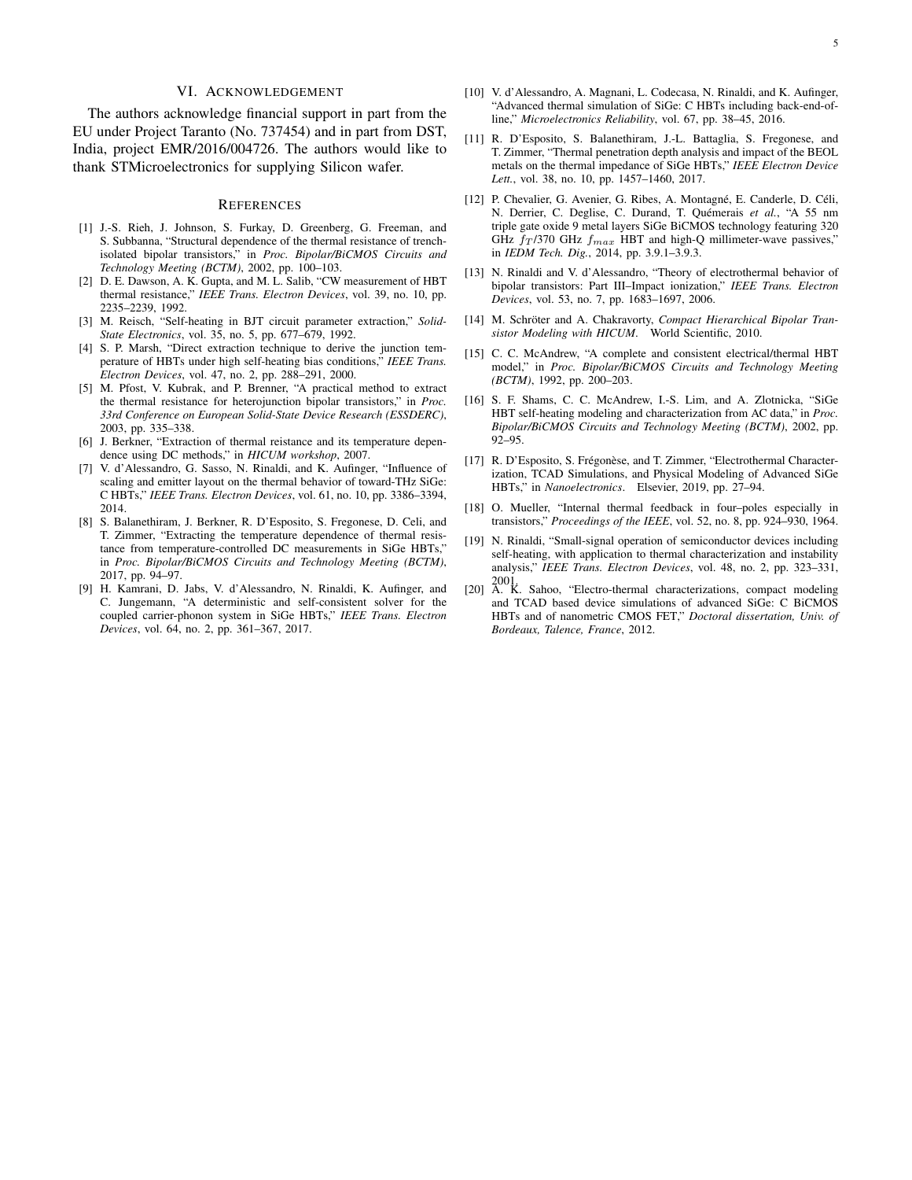## VI. Acknowledgement

The authors acknowledge financial support in part from the EU under Project Taranto (No. 737454) and in part from DST, India, project EMR/2016/004726. The authors would like to thank STMicroelectronics for supplying Silicon wafer.

## References

[1] J.-S. Rieh, J. Johnson, S. Furkay, D. Greenberg, G. Freeman, and S. Subbanna, "Structural dependence of the thermal resistance of trench-isolated bipolar transistors," in *Proc. Bipolar/BiCMOS Circuits and Technology Meeting (BCTM)*, 2002, pp. 100–103.

[2] D. E. Dawson, A. K. Gupta, and M. L. Salib, "CW measurement of HBT thermal resistance," *IEEE Trans. Electron Devices*, vol. 39, no. 10, pp. 2235–2239, 1992.

[3] M. Reisch, "Self-heating in BJT circuit parameter extraction," *Solid-State Electronics*, vol. 35, no. 5, pp. 677–679, 1992.

[4] S. P. Marsh, "Direct extraction technique to derive the junction temperature of HBTs under high self-heating bias conditions," *IEEE Trans. Electron Devices*, vol. 47, no. 2, pp. 288–291, 2000.

[5] M. Pfost, V. Kubrak, and P. Brenner, "A practical method to extract the thermal resistance for heterojunction bipolar transistors," in *Proc. 33rd Conference on European Solid-State Device Research (ESSDERC)*, 2003, pp. 335–338.

[6] J. Berkner, "Extraction of thermal reistance and its temperature dependence using DC methods," in *HICUM workshop*, 2007.

[7] V. d'Alessandro, G. Sasso, N. Rinaldi, and K. Aufinger, "Influence of scaling and emitter layout on the thermal behavior of toward-THz SiGe: C HBTs," *IEEE Trans. Electron Devices*, vol. 61, no. 10, pp. 3386–3394, 2014.

[8] S. Balanethiram, J. Berkner, R. D'Esposito, S. Fregonese, D. Celi, and T. Zimmer, "Extracting the temperature dependence of thermal resistance from temperature-controlled DC measurements in SiGe HBTs," in *Proc. Bipolar/BiCMOS Circuits and Technology Meeting (BCTM)*, 2017, pp. 94–97.

[9] H. Kamrani, D. Jabs, V. d'Alessandro, N. Rinaldi, K. Aufinger, and C. Jungemann, "A deterministic and self-consistent solver for the coupled carrier-phonon system in SiGe HBTs," *IEEE Trans. Electron Devices*, vol. 64, no. 2, pp. 361–367, 2017.

[10] V. d'Alessandro, A. Magnani, L. Codecasa, N. Rinaldi, and K. Aufinger, "Advanced thermal simulation of SiGe: C HBTs including back-end-of-line," *Microelectronics Reliability*, vol. 67, pp. 38–45, 2016.

[11] R. D'Esposito, S. Balanethiram, J.-L. Battaglia, S. Fregonese, and T. Zimmer, "Thermal penetration depth analysis and impact of the BEOL metals on the thermal impedance of SiGe HBTs," *IEEE Electron Device Lett.*, vol. 38, no. 10, pp. 1457–1460, 2017.

[12] P. Chevalier, G. Avenier, G. Ribes, A. Montagné, E. Canderle, D. Céli, N. Derrier, C. Deglise, C. Durand, T. Quémerais *et al.*, "A 55 nm triple gate oxide 9 metal layers SiGe BiCMOS technology featuring 320 GHz $f_T$/370 GHz $f_{max}$ HBT and high-Q millimeter-wave passives," in *IEDM Tech. Dig.*, 2014, pp. 3.9.1–3.9.3.

[13] N. Rinaldi and V. d'Alessandro, "Theory of electrothermal behavior of bipolar transistors: Part III–Impact ionization," *IEEE Trans. Electron Devices*, vol. 53, no. 7, pp. 1683–1697, 2006.

[14] M. Schröter and A. Chakravorty, *Compact Hierarchical Bipolar Transistor Modeling with HICUM*. World Scientific, 2010.

[15] C. C. McAndrew, "A complete and consistent electrical/thermal HBT model," in *Proc. Bipolar/BiCMOS Circuits and Technology Meeting (BCTM)*, 1992, pp. 200–203.

[16] S. F. Shams, C. C. McAndrew, I.-S. Lim, and A. Zlotnicka, "SiGe HBT self-heating modeling and characterization from AC data," in *Proc. Bipolar/BiCMOS Circuits and Technology Meeting (BCTM)*, 2002, pp. 92–95.

[17] R. D'Esposito, S. Frégonèse, and T. Zimmer, "Electrothermal Characterization, TCAD Simulations, and Physical Modeling of Advanced SiGe HBTs," in *Nanoelectronics*. Elsevier, 2019, pp. 27–94.

[18] O. Mueller, "Internal thermal feedback in four–poles especially in transistors," *Proceedings of the IEEE*, vol. 52, no. 8, pp. 924–930, 1964.

[19] N. Rinaldi, "Small-signal operation of semiconductor devices including self-heating, with application to thermal characterization and instability analysis," *IEEE Trans. Electron Devices*, vol. 48, no. 2, pp. 323–331, 2001.

[20] A. K. Sahoo, "Electro-thermal characterizations, compact modeling and TCAD based device simulations of advanced SiGe: C BiCMOS HBTs and of nanometric CMOS FET," *Doctoral dissertation, Univ. of Bordeaux, Talence, France*, 2012.